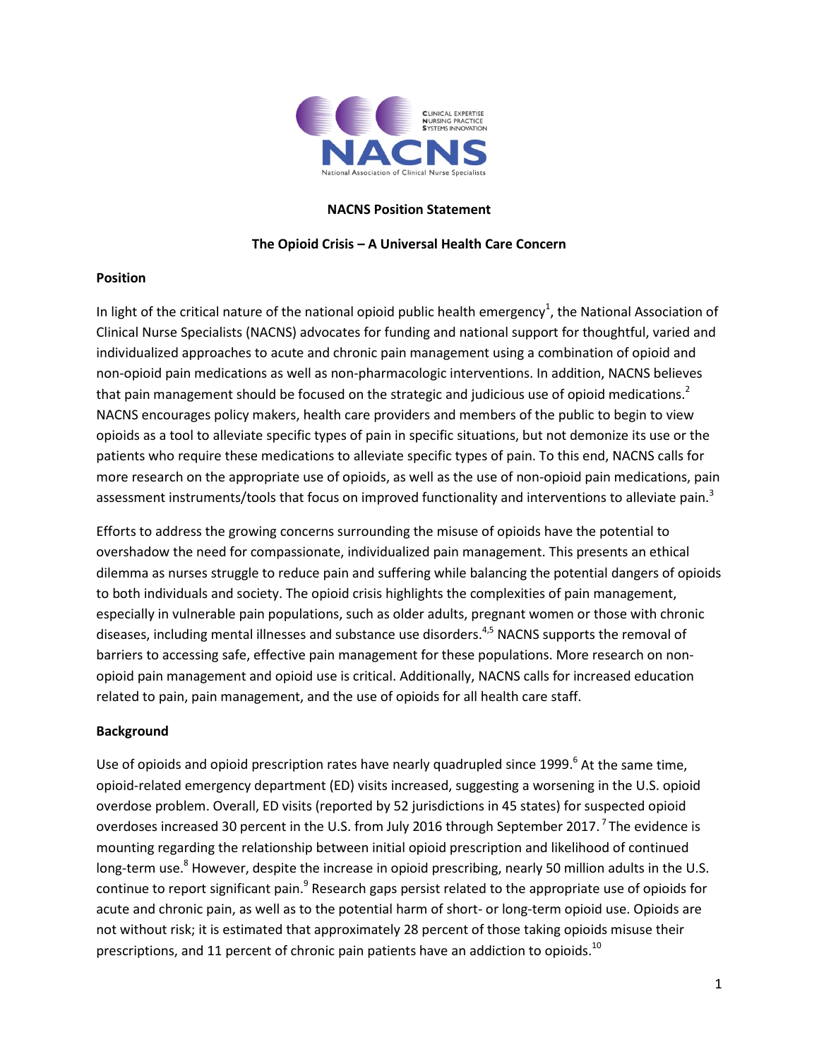**NACNS Position Statement**

**The Opioid Crisis – A Universal Health Care Concern**

## Position

In light of the critical nature of the national opioid public health emergency[1], the National Association of Clinical Nurse Specialists (NACNS) advocates for funding and national support for thoughtful, varied and individualized approaches to acute and chronic pain management using a combination of opioid and non-opioid pain medications as well as non-pharmacologic interventions. In addition, NACNS believes that pain management should be focused on the strategic and judicious use of opioid medications.[2] NACNS encourages policy makers, health care providers and members of the public to begin to view opioids as a tool to alleviate specific types of pain in specific situations, but not demonize its use or the patients who require these medications to alleviate specific types of pain. To this end, NACNS calls for more research on the appropriate use of opioids, as well as the use of non-opioid pain medications, pain assessment instruments/tools that focus on improved functionality and interventions to alleviate pain.[3]

Efforts to address the growing concerns surrounding the misuse of opioids have the potential to overshadow the need for compassionate, individualized pain management. This presents an ethical dilemma as nurses struggle to reduce pain and suffering while balancing the potential dangers of opioids to both individuals and society. The opioid crisis highlights the complexities of pain management, especially in vulnerable pain populations, such as older adults, pregnant women or those with chronic diseases, including mental illnesses and substance use disorders.[4,5] NACNS supports the removal of barriers to accessing safe, effective pain management for these populations. More research on non-opioid pain management and opioid use is critical. Additionally, NACNS calls for increased education related to pain, pain management, and the use of opioids for all health care staff.

## Background

Use of opioids and opioid prescription rates have nearly quadrupled since 1999.[6] At the same time, opioid-related emergency department (ED) visits increased, suggesting a worsening in the U.S. opioid overdose problem. Overall, ED visits (reported by 52 jurisdictions in 45 states) for suspected opioid overdoses increased 30 percent in the U.S. from July 2016 through September 2017.[7] The evidence is mounting regarding the relationship between initial opioid prescription and likelihood of continued long-term use.[8] However, despite the increase in opioid prescribing, nearly 50 million adults in the U.S. continue to report significant pain.[9] Research gaps persist related to the appropriate use of opioids for acute and chronic pain, as well as to the potential harm of short- or long-term opioid use. Opioids are not without risk; it is estimated that approximately 28 percent of those taking opioids misuse their prescriptions, and 11 percent of chronic pain patients have an addiction to opioids.[10]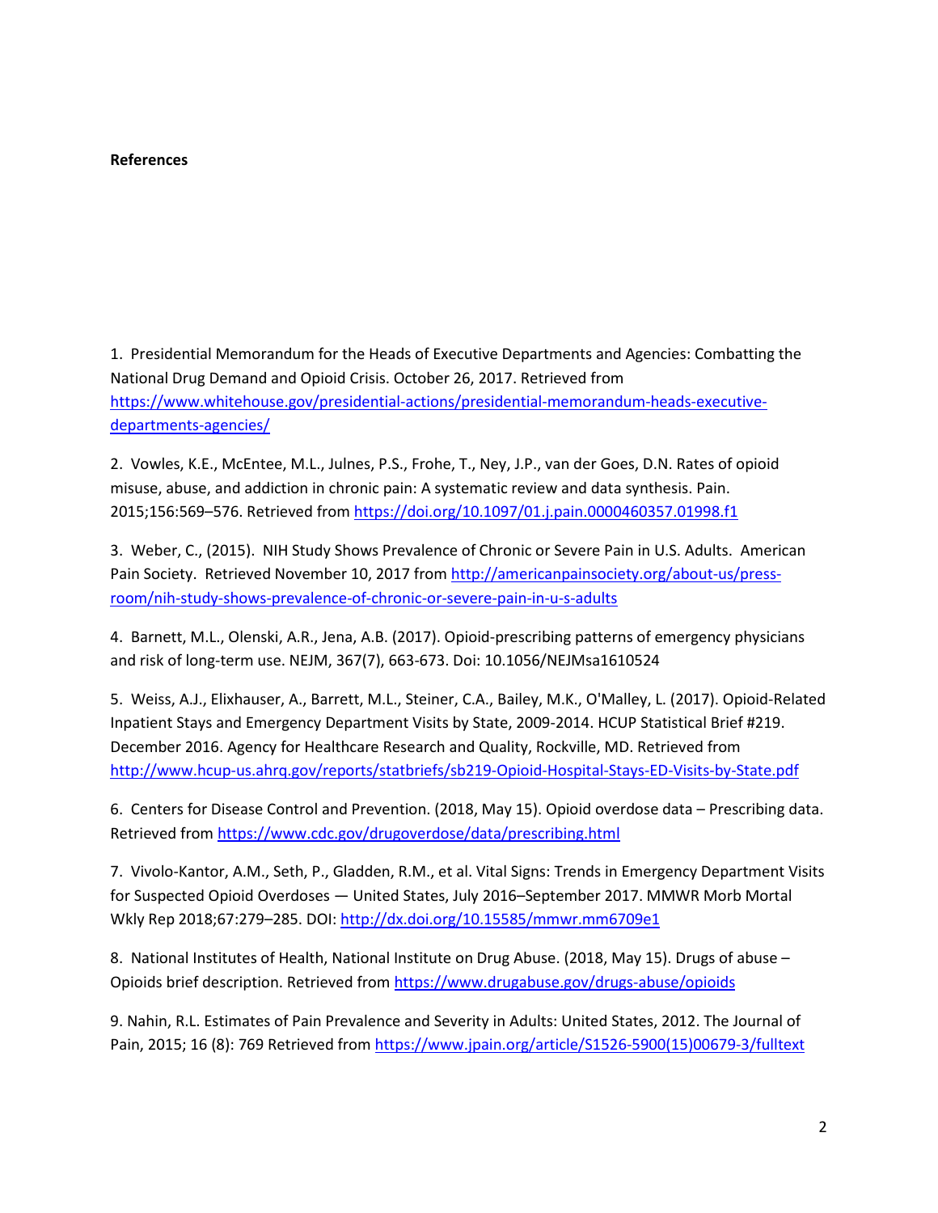**References**

1. Presidential Memorandum for the Heads of Executive Departments and Agencies: Combatting the National Drug Demand and Opioid Crisis. October 26, 2017. Retrieved from https://www.whitehouse.gov/presidential-actions/presidential-memorandum-heads-executive-departments-agencies/

2. Vowles, K.E., McEntee, M.L., Julnes, P.S., Frohe, T., Ney, J.P., van der Goes, D.N. Rates of opioid misuse, abuse, and addiction in chronic pain: A systematic review and data synthesis. Pain. 2015;156:569–576. Retrieved from https://doi.org/10.1097/01.j.pain.0000460357.01998.f1

3. Weber, C., (2015). NIH Study Shows Prevalence of Chronic or Severe Pain in U.S. Adults. American Pain Society. Retrieved November 10, 2017 from http://americanpainsociety.org/about-us/press-room/nih-study-shows-prevalence-of-chronic-or-severe-pain-in-u-s-adults

4. Barnett, M.L., Olenski, A.R., Jena, A.B. (2017). Opioid-prescribing patterns of emergency physicians and risk of long-term use. NEJM, 367(7), 663-673. Doi: 10.1056/NEJMsa1610524

5. Weiss, A.J., Elixhauser, A., Barrett, M.L., Steiner, C.A., Bailey, M.K., O'Malley, L. (2017). Opioid-Related Inpatient Stays and Emergency Department Visits by State, 2009-2014. HCUP Statistical Brief #219. December 2016. Agency for Healthcare Research and Quality, Rockville, MD. Retrieved from http://www.hcup-us.ahrq.gov/reports/statbriefs/sb219-Opioid-Hospital-Stays-ED-Visits-by-State.pdf

6. Centers for Disease Control and Prevention. (2018, May 15). Opioid overdose data – Prescribing data. Retrieved from https://www.cdc.gov/drugoverdose/data/prescribing.html

7. Vivolo-Kantor, A.M., Seth, P., Gladden, R.M., et al. Vital Signs: Trends in Emergency Department Visits for Suspected Opioid Overdoses — United States, July 2016–September 2017. MMWR Morb Mortal Wkly Rep 2018;67:279–285. DOI: http://dx.doi.org/10.15585/mmwr.mm6709e1

8. National Institutes of Health, National Institute on Drug Abuse. (2018, May 15). Drugs of abuse – Opioids brief description. Retrieved from https://www.drugabuse.gov/drugs-abuse/opioids

9. Nahin, R.L. Estimates of Pain Prevalence and Severity in Adults: United States, 2012. The Journal of Pain, 2015; 16 (8): 769 Retrieved from https://www.jpain.org/article/S1526-5900(15)00679-3/fulltext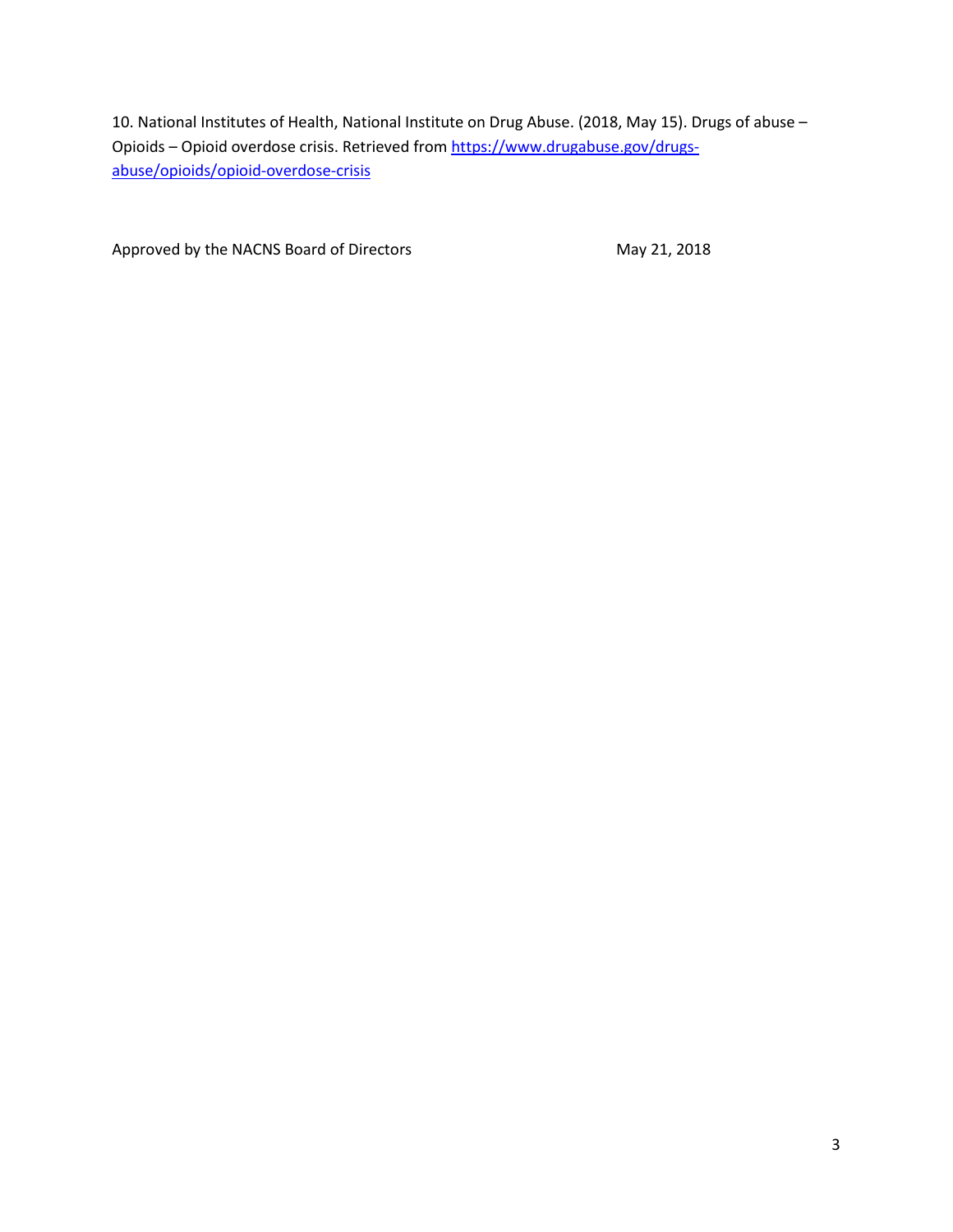10. National Institutes of Health, National Institute on Drug Abuse. (2018, May 15). Drugs of abuse – Opioids – Opioid overdose crisis. Retrieved from [https://www.drugabuse.gov/drugs-abuse/opioids/opioid-overdose-crisis](https://www.drugabuse.gov/drugs-abuse/opioids/opioid-overdose-crisis)

Approved by the NACNS Board of Directors May 21, 2018